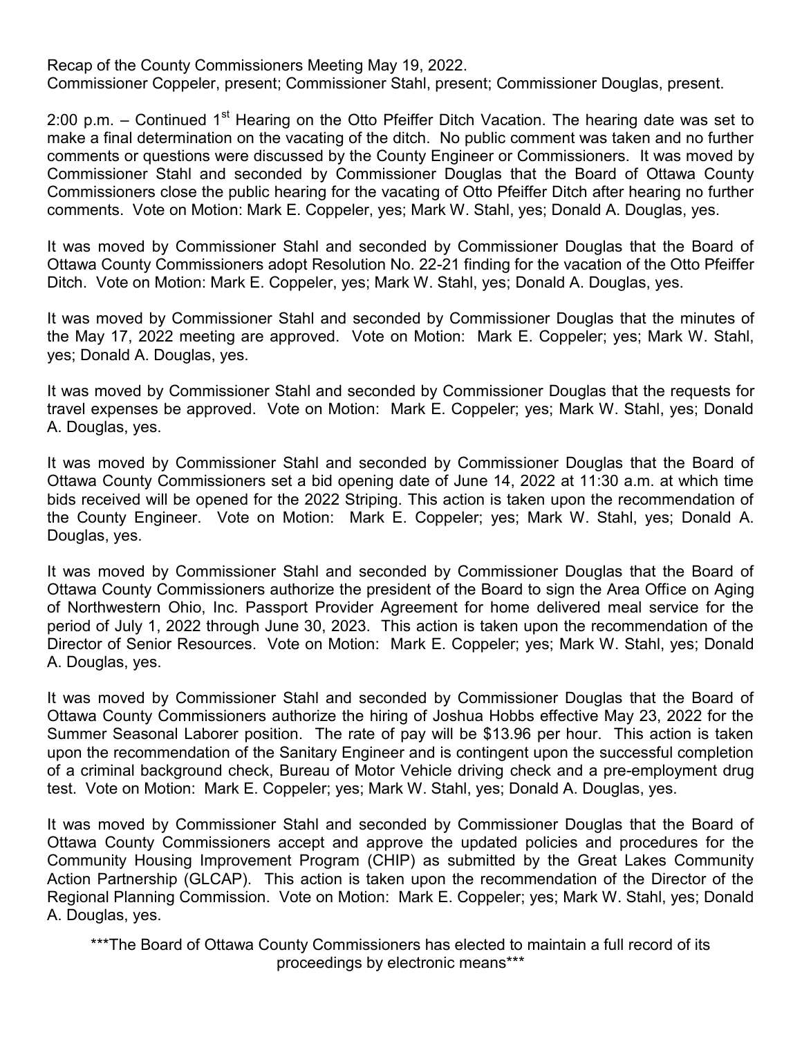Recap of the County Commissioners Meeting May 19, 2022.
Commissioner Coppeler, present; Commissioner Stahl, present; Commissioner Douglas, present.

2:00 p.m. – Continued 1st Hearing on the Otto Pfeiffer Ditch Vacation. The hearing date was set to make a final determination on the vacating of the ditch. No public comment was taken and no further comments or questions were discussed by the County Engineer or Commissioners. It was moved by Commissioner Stahl and seconded by Commissioner Douglas that the Board of Ottawa County Commissioners close the public hearing for the vacating of Otto Pfeiffer Ditch after hearing no further comments. Vote on Motion: Mark E. Coppeler, yes; Mark W. Stahl, yes; Donald A. Douglas, yes.

It was moved by Commissioner Stahl and seconded by Commissioner Douglas that the Board of Ottawa County Commissioners adopt Resolution No. 22-21 finding for the vacation of the Otto Pfeiffer Ditch. Vote on Motion: Mark E. Coppeler, yes; Mark W. Stahl, yes; Donald A. Douglas, yes.

It was moved by Commissioner Stahl and seconded by Commissioner Douglas that the minutes of the May 17, 2022 meeting are approved. Vote on Motion: Mark E. Coppeler; yes; Mark W. Stahl, yes; Donald A. Douglas, yes.

It was moved by Commissioner Stahl and seconded by Commissioner Douglas that the requests for travel expenses be approved. Vote on Motion: Mark E. Coppeler; yes; Mark W. Stahl, yes; Donald A. Douglas, yes.

It was moved by Commissioner Stahl and seconded by Commissioner Douglas that the Board of Ottawa County Commissioners set a bid opening date of June 14, 2022 at 11:30 a.m. at which time bids received will be opened for the 2022 Striping. This action is taken upon the recommendation of the County Engineer. Vote on Motion: Mark E. Coppeler; yes; Mark W. Stahl, yes; Donald A. Douglas, yes.

It was moved by Commissioner Stahl and seconded by Commissioner Douglas that the Board of Ottawa County Commissioners authorize the president of the Board to sign the Area Office on Aging of Northwestern Ohio, Inc. Passport Provider Agreement for home delivered meal service for the period of July 1, 2022 through June 30, 2023. This action is taken upon the recommendation of the Director of Senior Resources. Vote on Motion: Mark E. Coppeler; yes; Mark W. Stahl, yes; Donald A. Douglas, yes.

It was moved by Commissioner Stahl and seconded by Commissioner Douglas that the Board of Ottawa County Commissioners authorize the hiring of Joshua Hobbs effective May 23, 2022 for the Summer Seasonal Laborer position. The rate of pay will be $13.96 per hour. This action is taken upon the recommendation of the Sanitary Engineer and is contingent upon the successful completion of a criminal background check, Bureau of Motor Vehicle driving check and a pre-employment drug test. Vote on Motion: Mark E. Coppeler; yes; Mark W. Stahl, yes; Donald A. Douglas, yes.

It was moved by Commissioner Stahl and seconded by Commissioner Douglas that the Board of Ottawa County Commissioners accept and approve the updated policies and procedures for the Community Housing Improvement Program (CHIP) as submitted by the Great Lakes Community Action Partnership (GLCAP). This action is taken upon the recommendation of the Director of the Regional Planning Commission. Vote on Motion: Mark E. Coppeler; yes; Mark W. Stahl, yes; Donald A. Douglas, yes.

***The Board of Ottawa County Commissioners has elected to maintain a full record of its proceedings by electronic means***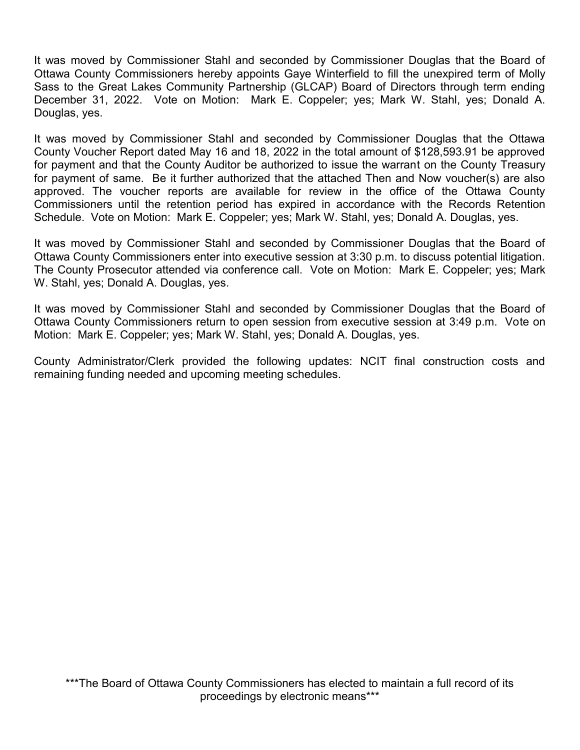It was moved by Commissioner Stahl and seconded by Commissioner Douglas that the Board of Ottawa County Commissioners hereby appoints Gaye Winterfield to fill the unexpired term of Molly Sass to the Great Lakes Community Partnership (GLCAP) Board of Directors through term ending December 31, 2022. Vote on Motion: Mark E. Coppeler; yes; Mark W. Stahl, yes; Donald A. Douglas, yes.

It was moved by Commissioner Stahl and seconded by Commissioner Douglas that the Ottawa County Voucher Report dated May 16 and 18, 2022 in the total amount of $128,593.91 be approved for payment and that the County Auditor be authorized to issue the warrant on the County Treasury for payment of same. Be it further authorized that the attached Then and Now voucher(s) are also approved. The voucher reports are available for review in the office of the Ottawa County Commissioners until the retention period has expired in accordance with the Records Retention Schedule. Vote on Motion: Mark E. Coppeler; yes; Mark W. Stahl, yes; Donald A. Douglas, yes.

It was moved by Commissioner Stahl and seconded by Commissioner Douglas that the Board of Ottawa County Commissioners enter into executive session at 3:30 p.m. to discuss potential litigation. The County Prosecutor attended via conference call. Vote on Motion: Mark E. Coppeler; yes; Mark W. Stahl, yes; Donald A. Douglas, yes.

It was moved by Commissioner Stahl and seconded by Commissioner Douglas that the Board of Ottawa County Commissioners return to open session from executive session at 3:49 p.m. Vote on Motion: Mark E. Coppeler; yes; Mark W. Stahl, yes; Donald A. Douglas, yes.

County Administrator/Clerk provided the following updates: NCIT final construction costs and remaining funding needed and upcoming meeting schedules.

***The Board of Ottawa County Commissioners has elected to maintain a full record of its proceedings by electronic means***